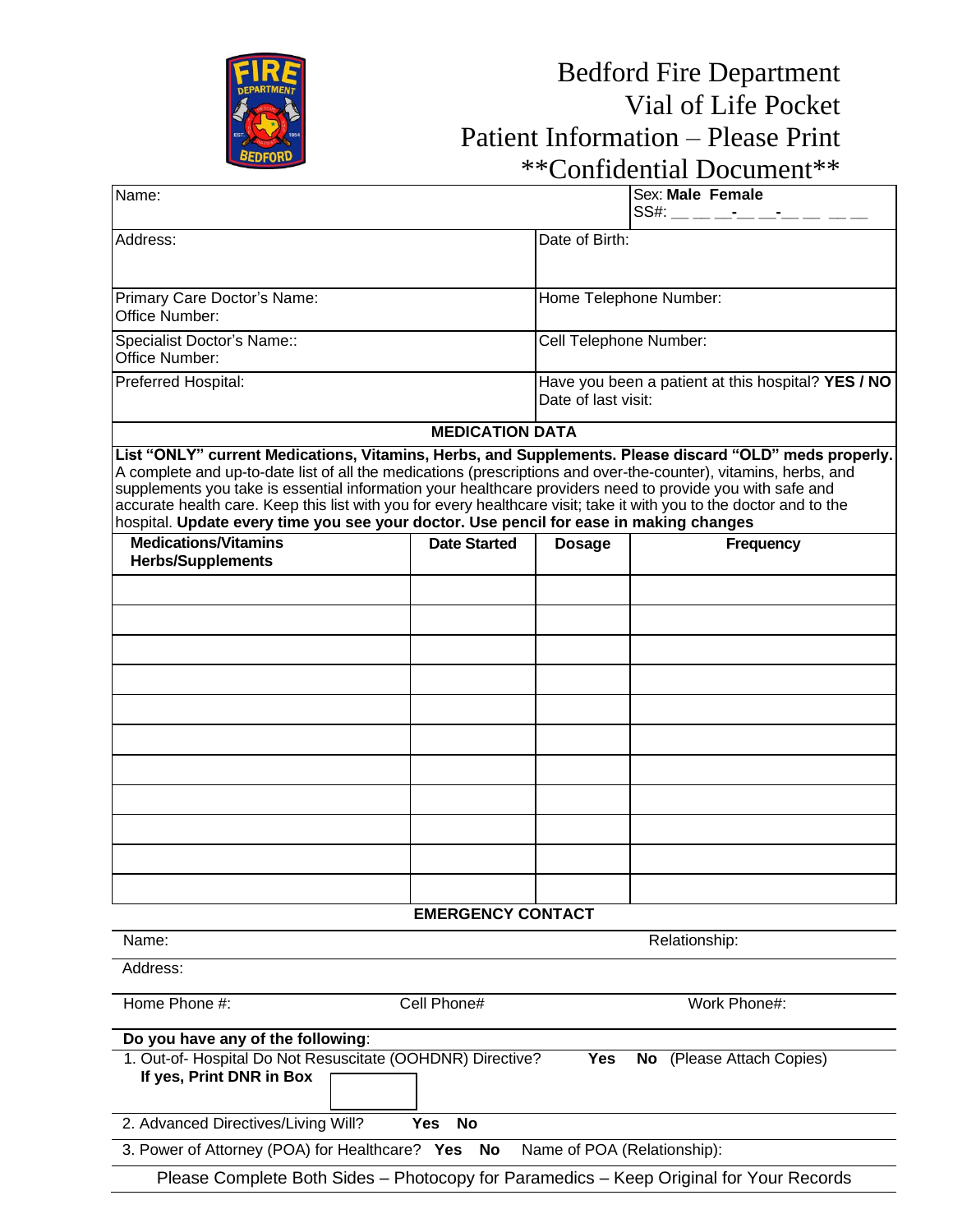# Bedford Fire Department
## Vial of Life Pocket
## Patient Information – Please Print
## **Confidential Document**

| | | |
|---|---|---|
| Name: | | Sex: **Male Female**<br>SS#: __ __ __-__ __-__ __ __ __ |
| Address: | Date of Birth: | |
| Primary Care Doctor's Name:<br>Office Number: | Home Telephone Number: | |
| Specialist Doctor's Name::<br>Office Number: | Cell Telephone Number: | |
| Preferred Hospital: | Have you been a patient at this hospital? **YES / NO**<br>Date of last visit: | |

### MEDICATION DATA

**List "ONLY" current Medications, Vitamins, Herbs, and Supplements. Please discard "OLD" meds properly.** A complete and up-to-date list of all the medications (prescriptions and over-the-counter), vitamins, herbs, and supplements you take is essential information your healthcare providers need to provide you with safe and accurate health care. Keep this list with you for every healthcare visit; take it with you to the doctor and to the hospital. **Update every time you see your doctor. Use pencil for ease in making changes**

| Medications/Vitamins Herbs/Supplements | Date Started | Dosage | Frequency |
|---|---|---|---|
| | | | |
| | | | |
| | | | |
| | | | |
| | | | |
| | | | |
| | | | |
| | | | |
| | | | |
| | | | |
| | | | |

### EMERGENCY CONTACT

Name: Relationship:

Address:

Home Phone #: Cell Phone# Work Phone#:

**Do you have any of the following**:

1. Out-of- Hospital Do Not Resuscitate (OOHDNR) Directive? **Yes No** (Please Attach Copies)
   **If yes, Print DNR in Box** [ ]

2. Advanced Directives/Living Will? **Yes No**

3. Power of Attorney (POA) for Healthcare? **Yes No** Name of POA (Relationship):

Please Complete Both Sides – Photocopy for Paramedics – Keep Original for Your Records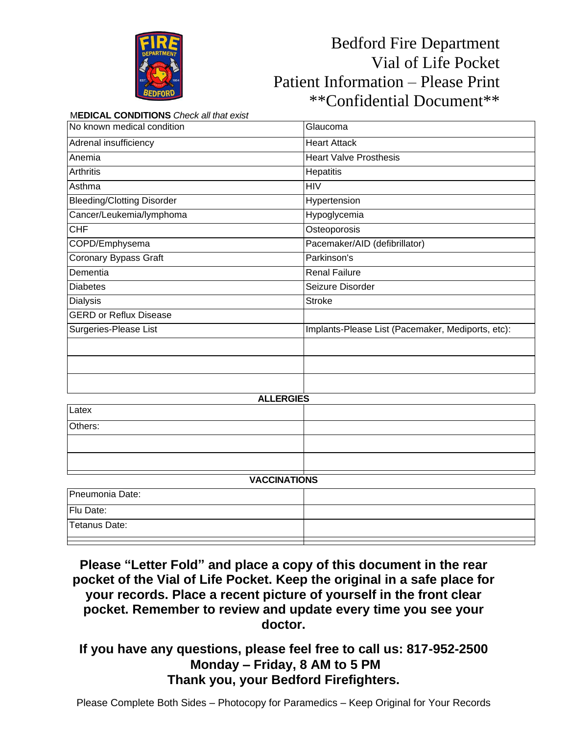# Bedford Fire Department
## Vial of Life Pocket
## Patient Information – Please Print
## **Confidential Document**

**MEDICAL CONDITIONS** *Check all that exist*

| | |
|---|---|
| No known medical condition | Glaucoma |
| Adrenal insufficiency | Heart Attack |
| Anemia | Heart Valve Prosthesis |
| Arthritis | Hepatitis |
| Asthma | HIV |
| Bleeding/Clotting Disorder | Hypertension |
| Cancer/Leukemia/lymphoma | Hypoglycemia |
| CHF | Osteoporosis |
| COPD/Emphysema | Pacemaker/AID (defibrillator) |
| Coronary Bypass Graft | Parkinson's |
| Dementia | Renal Failure |
| Diabetes | Seizure Disorder |
| Dialysis | Stroke |
| GERD or Reflux Disease | |
| Surgeries-Please List | Implants-Please List (Pacemaker, Mediports, etc): |
| | |
| | |
| | |

**ALLERGIES**

| | |
|---|---|
| Latex | |
| Others: | |
| | |
| | |

**VACCINATIONS**

| | |
|---|---|
| Pneumonia Date: | |
| Flu Date: | |
| Tetanus Date: | |

**Please "Letter Fold" and place a copy of this document in the rear pocket of the Vial of Life Pocket. Keep the original in a safe place for your records. Place a recent picture of yourself in the front clear pocket. Remember to review and update every time you see your doctor.**

**If you have any questions, please feel free to call us: 817-952-2500**
**Monday – Friday, 8 AM to 5 PM**
**Thank you, your Bedford Firefighters.**

Please Complete Both Sides – Photocopy for Paramedics – Keep Original for Your Records